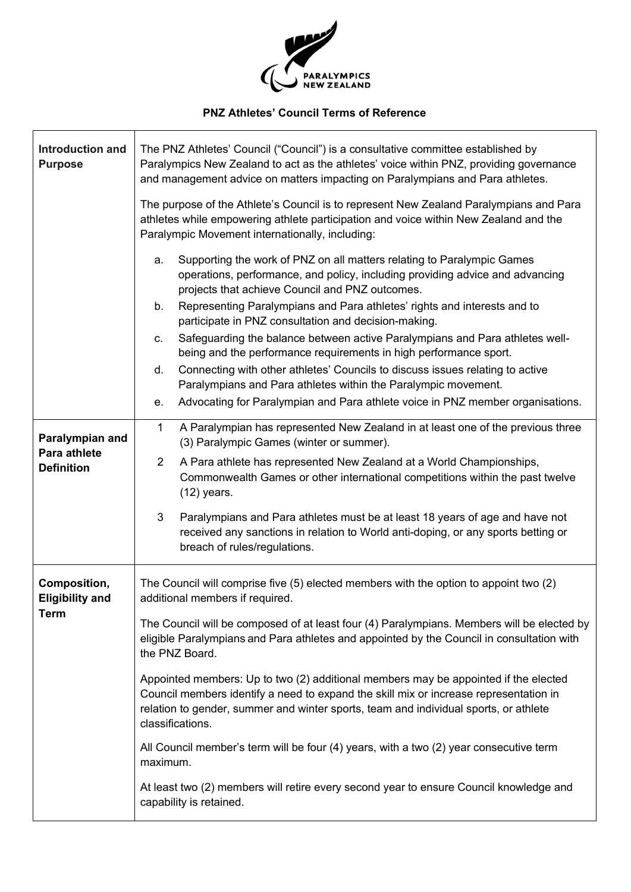# PNZ Athletes' Council Terms of Reference

| | |
|---|---|
| **Introduction and Purpose** | The PNZ Athletes' Council ("Council") is a consultative committee established by Paralympics New Zealand to act as the athletes' voice within PNZ, providing governance and management advice on matters impacting on Paralympians and Para athletes.<br><br>The purpose of the Athlete's Council is to represent New Zealand Paralympians and Para athletes while empowering athlete participation and voice within New Zealand and the Paralympic Movement internationally, including:<br><br>a. Supporting the work of PNZ on all matters relating to Paralympic Games operations, performance, and policy, including providing advice and advancing projects that achieve Council and PNZ outcomes.<br>b. Representing Paralympians and Para athletes' rights and interests and to participate in PNZ consultation and decision-making.<br>c. Safeguarding the balance between active Paralympians and Para athletes well-being and the performance requirements in high performance sport.<br>d. Connecting with other athletes' Councils to discuss issues relating to active Paralympians and Para athletes within the Paralympic movement.<br>e. Advocating for Paralympian and Para athlete voice in PNZ member organisations. |
| **Paralympian and Para athlete Definition** | 1 A Paralympian has represented New Zealand in at least one of the previous three (3) Paralympic Games (winter or summer).<br>2 A Para athlete has represented New Zealand at a World Championships, Commonwealth Games or other international competitions within the past twelve (12) years.<br>3 Paralympians and Para athletes must be at least 18 years of age and have not received any sanctions in relation to World anti-doping, or any sports betting or breach of rules/regulations. |
| **Composition, Eligibility and Term** | The Council will comprise five (5) elected members with the option to appoint two (2) additional members if required.<br><br>The Council will be composed of at least four (4) Paralympians. Members will be elected by eligible Paralympians and Para athletes and appointed by the Council in consultation with the PNZ Board.<br><br>Appointed members: Up to two (2) additional members may be appointed if the elected Council members identify a need to expand the skill mix or increase representation in relation to gender, summer and winter sports, team and individual sports, or athlete classifications.<br><br>All Council member's term will be four (4) years, with a two (2) year consecutive term maximum.<br><br>At least two (2) members will retire every second year to ensure Council knowledge and capability is retained. |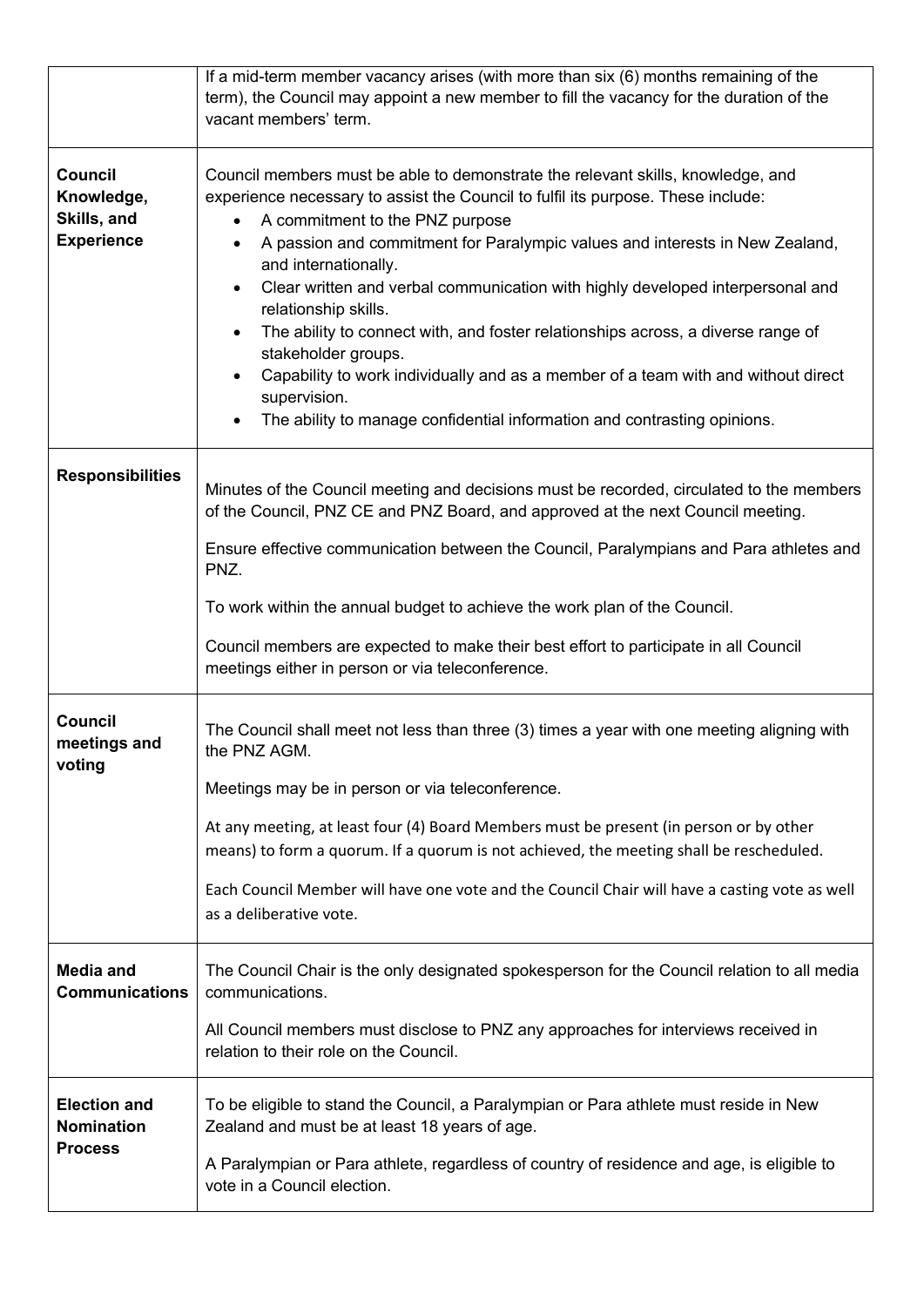| | |
|---|---|
| | If a mid-term member vacancy arises (with more than six (6) months remaining of the term), the Council may appoint a new member to fill the vacancy for the duration of the vacant members' term. |
| **Council Knowledge, Skills, and Experience** | Council members must be able to demonstrate the relevant skills, knowledge, and experience necessary to assist the Council to fulfil its purpose. These include:<br>• A commitment to the PNZ purpose<br>• A passion and commitment for Paralympic values and interests in New Zealand, and internationally.<br>• Clear written and verbal communication with highly developed interpersonal and relationship skills.<br>• The ability to connect with, and foster relationships across, a diverse range of stakeholder groups.<br>• Capability to work individually and as a member of a team with and without direct supervision.<br>• The ability to manage confidential information and contrasting opinions. |
| **Responsibilities** | Minutes of the Council meeting and decisions must be recorded, circulated to the members of the Council, PNZ CE and PNZ Board, and approved at the next Council meeting.<br><br>Ensure effective communication between the Council, Paralympians and Para athletes and PNZ.<br><br>To work within the annual budget to achieve the work plan of the Council.<br><br>Council members are expected to make their best effort to participate in all Council meetings either in person or via teleconference. |
| **Council meetings and voting** | The Council shall meet not less than three (3) times a year with one meeting aligning with the PNZ AGM.<br><br>Meetings may be in person or via teleconference.<br><br>At any meeting, at least four (4) Board Members must be present (in person or by other means) to form a quorum. If a quorum is not achieved, the meeting shall be rescheduled.<br><br>Each Council Member will have one vote and the Council Chair will have a casting vote as well as a deliberative vote. |
| **Media and Communications** | The Council Chair is the only designated spokesperson for the Council relation to all media communications.<br><br>All Council members must disclose to PNZ any approaches for interviews received in relation to their role on the Council. |
| **Election and Nomination Process** | To be eligible to stand the Council, a Paralympian or Para athlete must reside in New Zealand and must be at least 18 years of age.<br><br>A Paralympian or Para athlete, regardless of country of residence and age, is eligible to vote in a Council election. |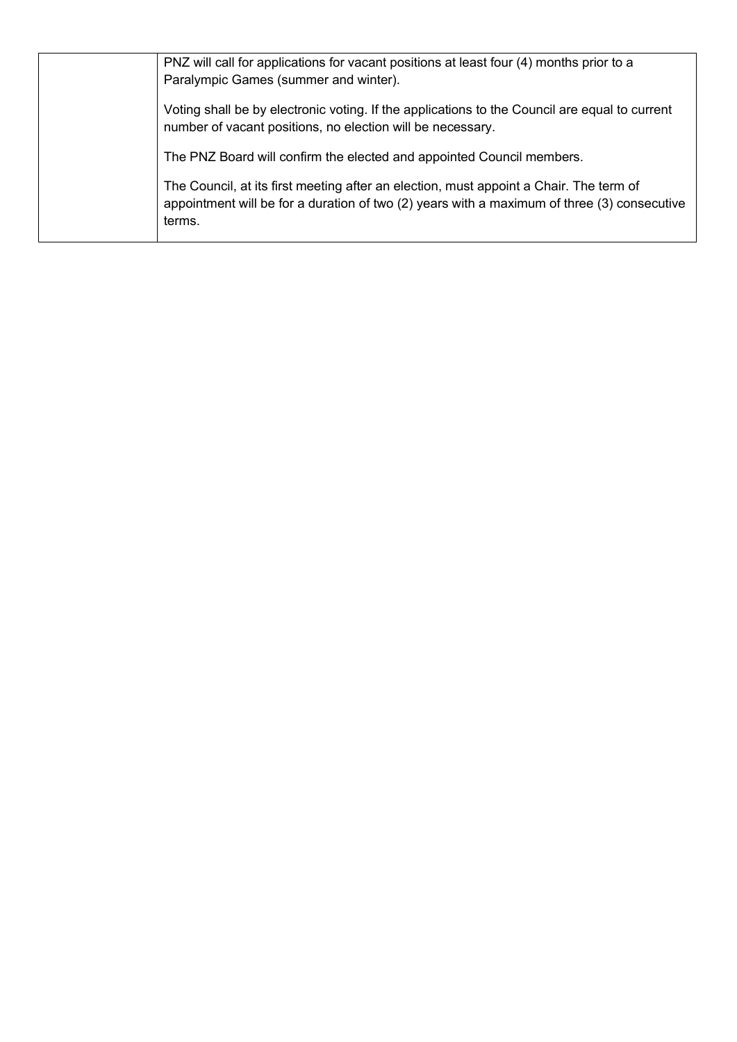| | |
|---|---|
| | PNZ will call for applications for vacant positions at least four (4) months prior to a Paralympic Games (summer and winter).<br><br>Voting shall be by electronic voting. If the applications to the Council are equal to current number of vacant positions, no election will be necessary.<br><br>The PNZ Board will confirm the elected and appointed Council members.<br><br>The Council, at its first meeting after an election, must appoint a Chair. The term of appointment will be for a duration of two (2) years with a maximum of three (3) consecutive terms. |